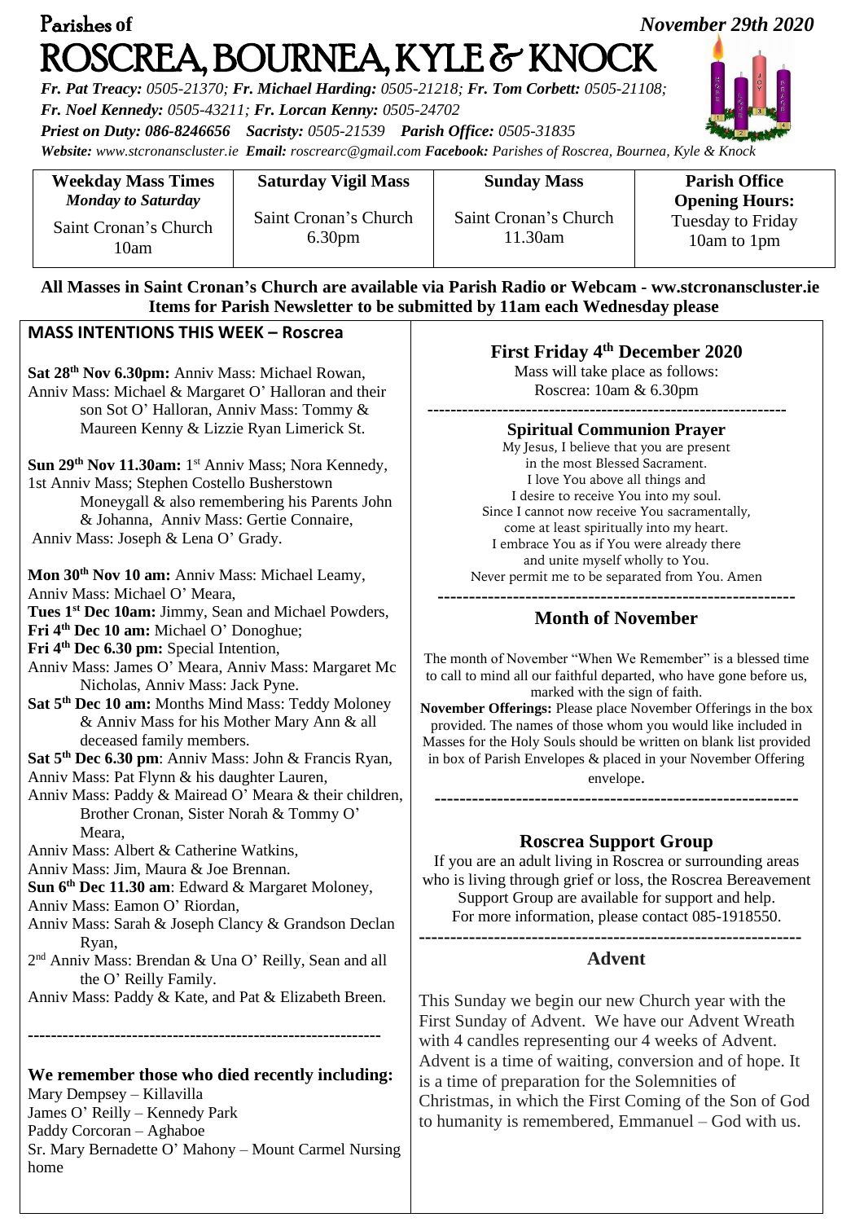# Parishes of ROSCREA, BOURNEA, KYLE & KNOCK

*November 29th 2020*

***Fr. Pat Treacy:** 0505-21370; **Fr. Michael Harding:** 0505-21218; **Fr. Tom Corbett:** 0505-21108;*
***Fr. Noel Kennedy:** 0505-43211; **Fr. Lorcan Kenny:** 0505-24702*
***Priest on Duty:** 086-8246656 **Sacristy:** 0505-21539 **Parish Office:** 0505-31835*
***Website:** www.stcronanscluster.ie **Email:** roscrearc@gmail.com **Facebook:** Parishes of Roscrea, Bournea, Kyle & Knock*

| **Weekday Mass Times** *Monday to Saturday* | **Saturday Vigil Mass** | **Sunday Mass** | **Parish Office Opening Hours:** |
|---|---|---|---|
| Saint Cronan's Church 10am | Saint Cronan's Church 6.30pm | Saint Cronan's Church 11.30am | Tuesday to Friday 10am to 1pm |

**All Masses in Saint Cronan's Church are available via Parish Radio or Webcam - ww.stcronanscluster.ie**
**Items for Parish Newsletter to be submitted by 11am each Wednesday please**

## MASS INTENTIONS THIS WEEK – Roscrea

**Sat 28th Nov 6.30pm:** Anniv Mass: Michael Rowan, Anniv Mass: Michael & Margaret O' Halloran and their son Sot O' Halloran, Anniv Mass: Tommy & Maureen Kenny & Lizzie Ryan Limerick St.

**Sun 29th Nov 11.30am:** 1st Anniv Mass; Nora Kennedy, 1st Anniv Mass; Stephen Costello Busherstown Moneygall & also remembering his Parents John & Johanna, Anniv Mass: Gertie Connaire, Anniv Mass: Joseph & Lena O' Grady.

**Mon 30th Nov 10 am:** Anniv Mass: Michael Leamy, Anniv Mass: Michael O' Meara,
**Tues 1st Dec 10am:** Jimmy, Sean and Michael Powders,
**Fri 4th Dec 10 am:** Michael O' Donoghue;
**Fri 4th Dec 6.30 pm:** Special Intention,
Anniv Mass: James O' Meara, Anniv Mass: Margaret Mc Nicholas, Anniv Mass: Jack Pyne.
**Sat 5th Dec 10 am:** Months Mind Mass: Teddy Moloney & Anniv Mass for his Mother Mary Ann & all deceased family members.
**Sat 5th Dec 6.30 pm**: Anniv Mass: John & Francis Ryan,
Anniv Mass: Pat Flynn & his daughter Lauren,
Anniv Mass: Paddy & Mairead O' Meara & their children, Brother Cronan, Sister Norah & Tommy O' Meara,
Anniv Mass: Albert & Catherine Watkins,
Anniv Mass: Jim, Maura & Joe Brennan.
**Sun 6th Dec 11.30 am**: Edward & Margaret Moloney,
Anniv Mass: Eamon O' Riordan,
Anniv Mass: Sarah & Joseph Clancy & Grandson Declan Ryan,
2nd Anniv Mass: Brendan & Una O' Reilly, Sean and all the O' Reilly Family.
Anniv Mass: Paddy & Kate, and Pat & Elizabeth Breen.

---

**We remember those who died recently including:**
Mary Dempsey – Killavilla
James O' Reilly – Kennedy Park
Paddy Corcoran – Aghaboe
Sr. Mary Bernadette O' Mahony – Mount Carmel Nursing home

## First Friday 4th December 2020

Mass will take place as follows:
Roscrea: 10am & 6.30pm

---

## Spiritual Communion Prayer

My Jesus, I believe that you are present
in the most Blessed Sacrament.
I love You above all things and
I desire to receive You into my soul.
Since I cannot now receive You sacramentally,
come at least spiritually into my heart.
I embrace You as if You were already there
and unite myself wholly to You.
Never permit me to be separated from You. Amen

---

## Month of November

The month of November "When We Remember" is a blessed time to call to mind all our faithful departed, who have gone before us, marked with the sign of faith.
**November Offerings:** Please place November Offerings in the box provided. The names of those whom you would like included in Masses for the Holy Souls should be written on blank list provided in box of Parish Envelopes & placed in your November Offering envelope.

---

## Roscrea Support Group

If you are an adult living in Roscrea or surrounding areas who is living through grief or loss, the Roscrea Bereavement Support Group are available for support and help.
For more information, please contact 085-1918550.

---

## Advent

This Sunday we begin our new Church year with the First Sunday of Advent. We have our Advent Wreath with 4 candles representing our 4 weeks of Advent. Advent is a time of waiting, conversion and of hope. It is a time of preparation for the Solemnities of Christmas, in which the First Coming of the Son of God to humanity is remembered, Emmanuel – God with us.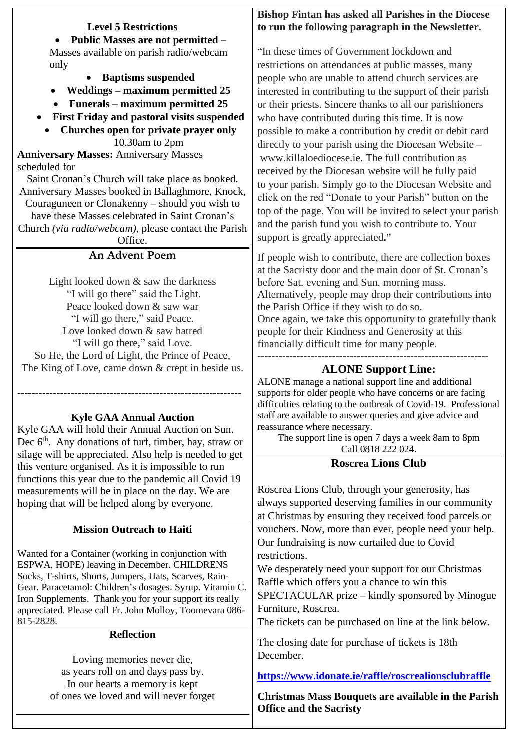## Level 5 Restrictions

- **Public Masses are not permitted –** Masses available on parish radio/webcam only
- **Baptisms suspended**
- **Weddings – maximum permitted 25**
- **Funerals – maximum permitted 25**
- **First Friday and pastoral visits suspended**
- **Churches open for private prayer only** 10.30am to 2pm

**Anniversary Masses:** Anniversary Masses scheduled for Saint Cronan's Church will take place as booked. Anniversary Masses booked in Ballaghmore, Knock, Couraguneen or Clonakenny – should you wish to have these Masses celebrated in Saint Cronan's Church *(via radio/webcam)*, please contact the Parish Office.

## An Advent Poem

Light looked down & saw the darkness
"I will go there" said the Light.
Peace looked down & saw war
"I will go there," said Peace.
Love looked down & saw hatred
"I will go there," said Love.
So He, the Lord of Light, the Prince of Peace,
The King of Love, came down & crept in beside us.

---

## Kyle GAA Annual Auction

Kyle GAA will hold their Annual Auction on Sun. Dec 6th. Any donations of turf, timber, hay, straw or silage will be appreciated. Also help is needed to get this venture organised. As it is impossible to run functions this year due to the pandemic all Covid 19 measurements will be in place on the day. We are hoping that will be helped along by everyone.

## Mission Outreach to Haiti

Wanted for a Container (working in conjunction with ESPWA, HOPE) leaving in December. CHILDRENS Socks, T-shirts, Shorts, Jumpers, Hats, Scarves, Rain-Gear. Paracetamol: Children's dosages. Syrup. Vitamin C. Iron Supplements. Thank you for your support its really appreciated. Please call Fr. John Molloy, Toomevara 086-815-2828.

## Reflection

Loving memories never die,
as years roll on and days pass by.
In our hearts a memory is kept
of ones we loved and will never forget

**Bishop Fintan has asked all Parishes in the Diocese to run the following paragraph in the Newsletter.**

"In these times of Government lockdown and restrictions on attendances at public masses, many people who are unable to attend church services are interested in contributing to the support of their parish or their priests. Sincere thanks to all our parishioners who have contributed during this time. It is now possible to make a contribution by credit or debit card directly to your parish using the Diocesan Website – www.killaloediocese.ie. The full contribution as received by the Diocesan website will be fully paid to your parish. Simply go to the Diocesan Website and click on the red "Donate to your Parish" button on the top of the page. You will be invited to select your parish and the parish fund you wish to contribute to. Your support is greatly appreciated**."**

If people wish to contribute, there are collection boxes at the Sacristy door and the main door of St. Cronan's before Sat. evening and Sun. morning mass. Alternatively, people may drop their contributions into the Parish Office if they wish to do so.
Once again, we take this opportunity to gratefully thank people for their Kindness and Generosity at this financially difficult time for many people.

---

## ALONE Support Line:

ALONE manage a national support line and additional supports for older people who have concerns or are facing difficulties relating to the outbreak of Covid-19. Professional staff are available to answer queries and give advice and reassurance where necessary.

The support line is open 7 days a week 8am to 8pm
Call 0818 222 024.

## Roscrea Lions Club

Roscrea Lions Club, through your generosity, has always supported deserving families in our community at Christmas by ensuring they received food parcels or vouchers. Now, more than ever, people need your help. Our fundraising is now curtailed due to Covid restrictions.
We desperately need your support for our Christmas Raffle which offers you a chance to win this SPECTACULAR prize – kindly sponsored by Minogue Furniture, Roscrea.
The tickets can be purchased on line at the link below.

The closing date for purchase of tickets is 18th December.

**https://www.idonate.ie/raffle/roscrealionsclubraffle**

**Christmas Mass Bouquets are available in the Parish Office and the Sacristy**